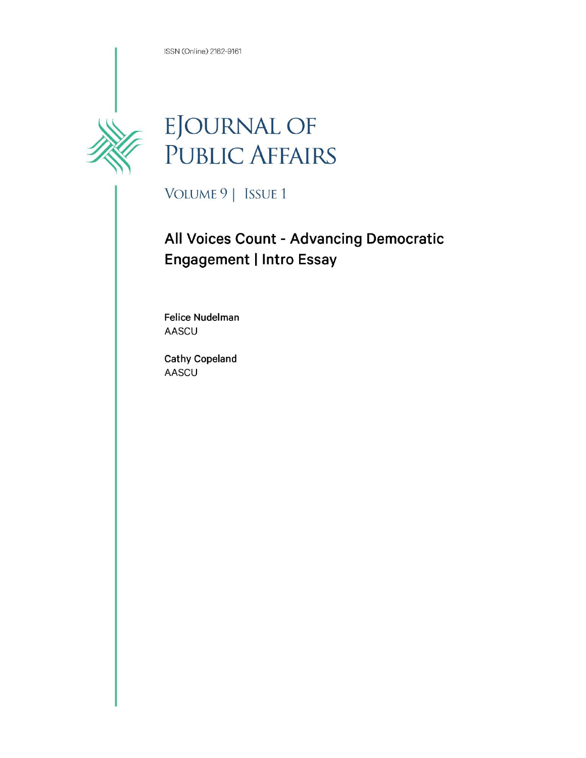ISSN (Online) 2162-9161

# eJournal of Public Affairs

## Volume 9 | Issue 1

## All Voices Count - Advancing Democratic Engagement | Intro Essay

**Felice Nudelman**
AASCU

**Cathy Copeland**
AASCU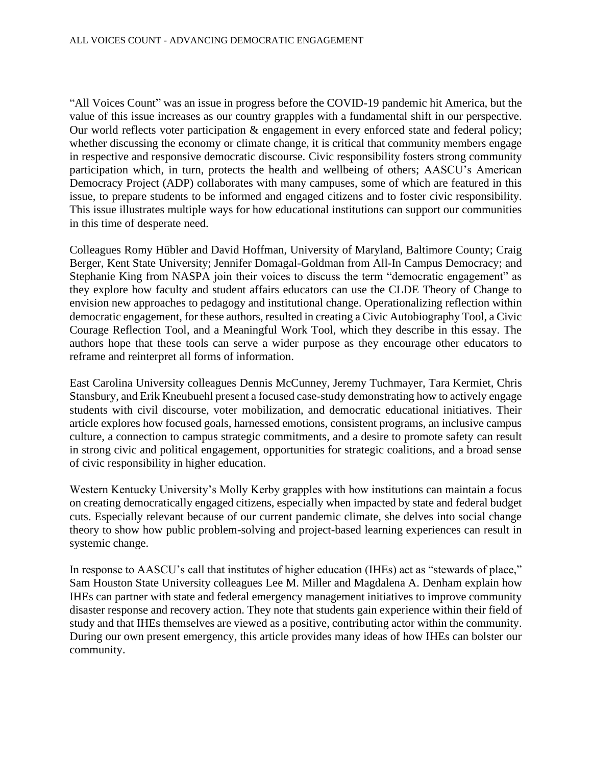"All Voices Count" was an issue in progress before the COVID-19 pandemic hit America, but the value of this issue increases as our country grapples with a fundamental shift in our perspective. Our world reflects voter participation & engagement in every enforced state and federal policy; whether discussing the economy or climate change, it is critical that community members engage in respective and responsive democratic discourse. Civic responsibility fosters strong community participation which, in turn, protects the health and wellbeing of others; AASCU's American Democracy Project (ADP) collaborates with many campuses, some of which are featured in this issue, to prepare students to be informed and engaged citizens and to foster civic responsibility. This issue illustrates multiple ways for how educational institutions can support our communities in this time of desperate need.

Colleagues Romy Hübler and David Hoffman, University of Maryland, Baltimore County; Craig Berger, Kent State University; Jennifer Domagal-Goldman from All-In Campus Democracy; and Stephanie King from NASPA join their voices to discuss the term "democratic engagement" as they explore how faculty and student affairs educators can use the CLDE Theory of Change to envision new approaches to pedagogy and institutional change. Operationalizing reflection within democratic engagement, for these authors, resulted in creating a Civic Autobiography Tool, a Civic Courage Reflection Tool, and a Meaningful Work Tool, which they describe in this essay. The authors hope that these tools can serve a wider purpose as they encourage other educators to reframe and reinterpret all forms of information.

East Carolina University colleagues Dennis McCunney, Jeremy Tuchmayer, Tara Kermiet, Chris Stansbury, and Erik Kneubuehl present a focused case-study demonstrating how to actively engage students with civil discourse, voter mobilization, and democratic educational initiatives. Their article explores how focused goals, harnessed emotions, consistent programs, an inclusive campus culture, a connection to campus strategic commitments, and a desire to promote safety can result in strong civic and political engagement, opportunities for strategic coalitions, and a broad sense of civic responsibility in higher education.

Western Kentucky University's Molly Kerby grapples with how institutions can maintain a focus on creating democratically engaged citizens, especially when impacted by state and federal budget cuts. Especially relevant because of our current pandemic climate, she delves into social change theory to show how public problem-solving and project-based learning experiences can result in systemic change.

In response to AASCU's call that institutes of higher education (IHEs) act as "stewards of place," Sam Houston State University colleagues Lee M. Miller and Magdalena A. Denham explain how IHEs can partner with state and federal emergency management initiatives to improve community disaster response and recovery action. They note that students gain experience within their field of study and that IHEs themselves are viewed as a positive, contributing actor within the community. During our own present emergency, this article provides many ideas of how IHEs can bolster our community.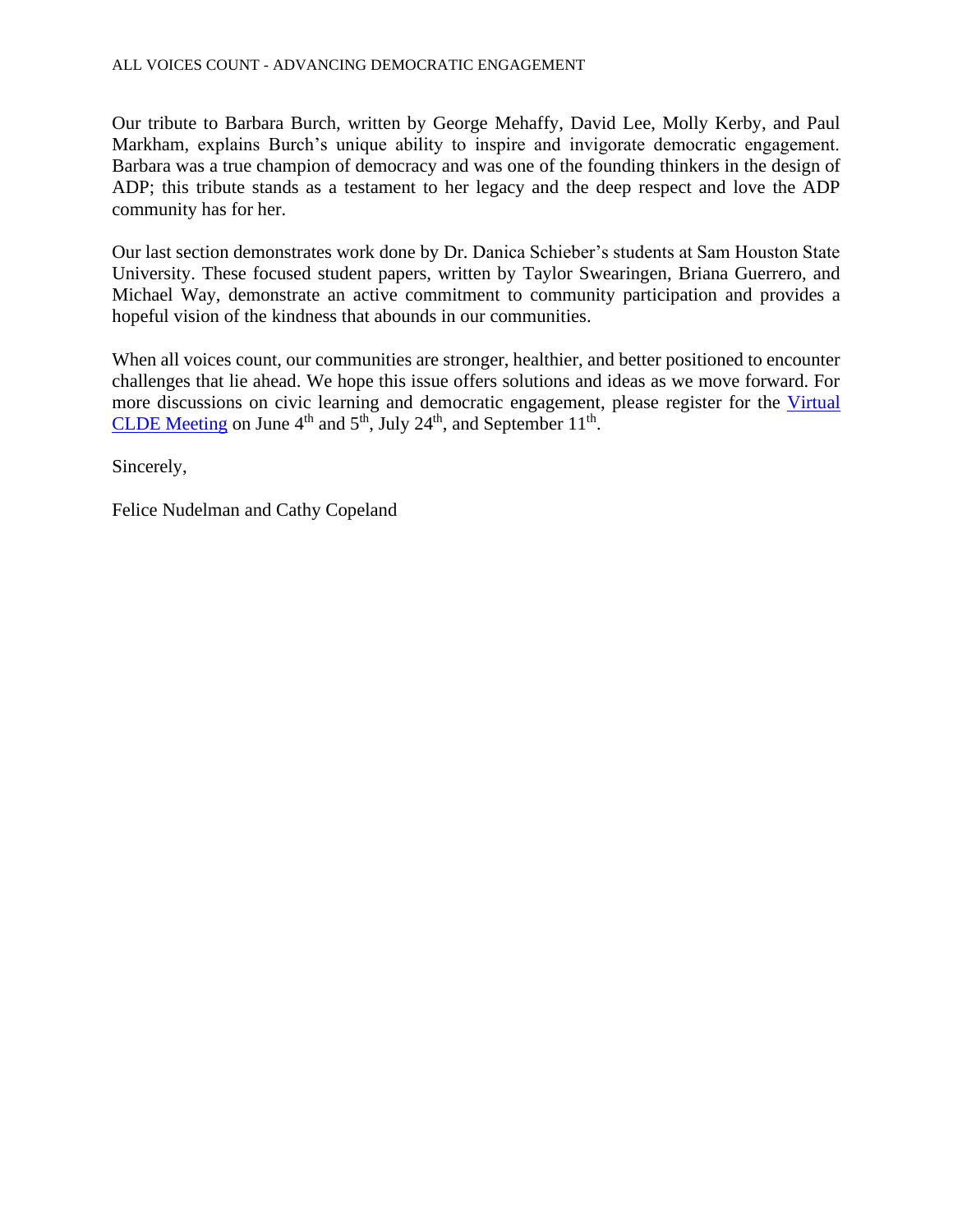Our tribute to Barbara Burch, written by George Mehaffy, David Lee, Molly Kerby, and Paul Markham, explains Burch's unique ability to inspire and invigorate democratic engagement. Barbara was a true champion of democracy and was one of the founding thinkers in the design of ADP; this tribute stands as a testament to her legacy and the deep respect and love the ADP community has for her.

Our last section demonstrates work done by Dr. Danica Schieber's students at Sam Houston State University. These focused student papers, written by Taylor Swearingen, Briana Guerrero, and Michael Way, demonstrate an active commitment to community participation and provides a hopeful vision of the kindness that abounds in our communities.

When all voices count, our communities are stronger, healthier, and better positioned to encounter challenges that lie ahead. We hope this issue offers solutions and ideas as we move forward. For more discussions on civic learning and democratic engagement, please register for the Virtual CLDE Meeting on June 4th and 5th, July 24th, and September 11th.

Sincerely,

Felice Nudelman and Cathy Copeland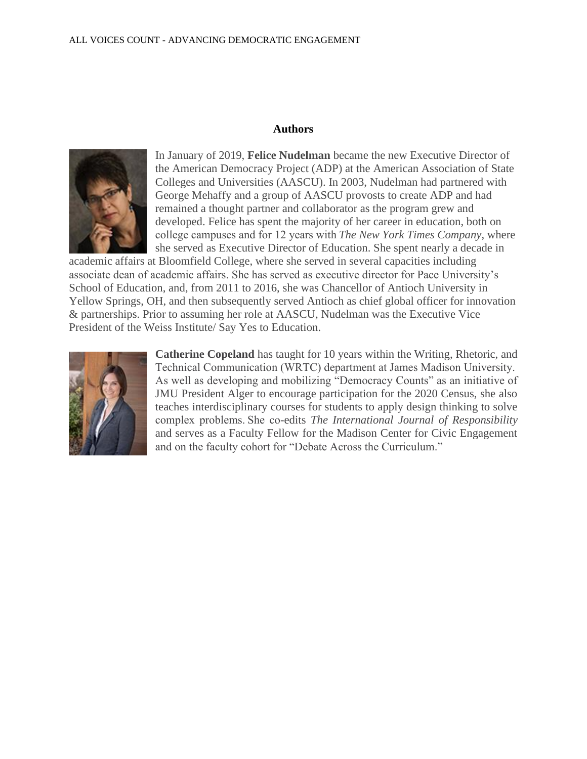## Authors

In January of 2019, **Felice Nudelman** became the new Executive Director of the American Democracy Project (ADP) at the American Association of State Colleges and Universities (AASCU). In 2003, Nudelman had partnered with George Mehaffy and a group of AASCU provosts to create ADP and had remained a thought partner and collaborator as the program grew and developed. Felice has spent the majority of her career in education, both on college campuses and for 12 years with *The New York Times Company*, where she served as Executive Director of Education. She spent nearly a decade in academic affairs at Bloomfield College, where she served in several capacities including associate dean of academic affairs. She has served as executive director for Pace University's School of Education, and, from 2011 to 2016, she was Chancellor of Antioch University in Yellow Springs, OH, and then subsequently served Antioch as chief global officer for innovation & partnerships. Prior to assuming her role at AASCU, Nudelman was the Executive Vice President of the Weiss Institute/ Say Yes to Education.

**Catherine Copeland** has taught for 10 years within the Writing, Rhetoric, and Technical Communication (WRTC) department at James Madison University. As well as developing and mobilizing "Democracy Counts" as an initiative of JMU President Alger to encourage participation for the 2020 Census, she also teaches interdisciplinary courses for students to apply design thinking to solve complex problems. She co-edits *The International Journal of Responsibility* and serves as a Faculty Fellow for the Madison Center for Civic Engagement and on the faculty cohort for "Debate Across the Curriculum."